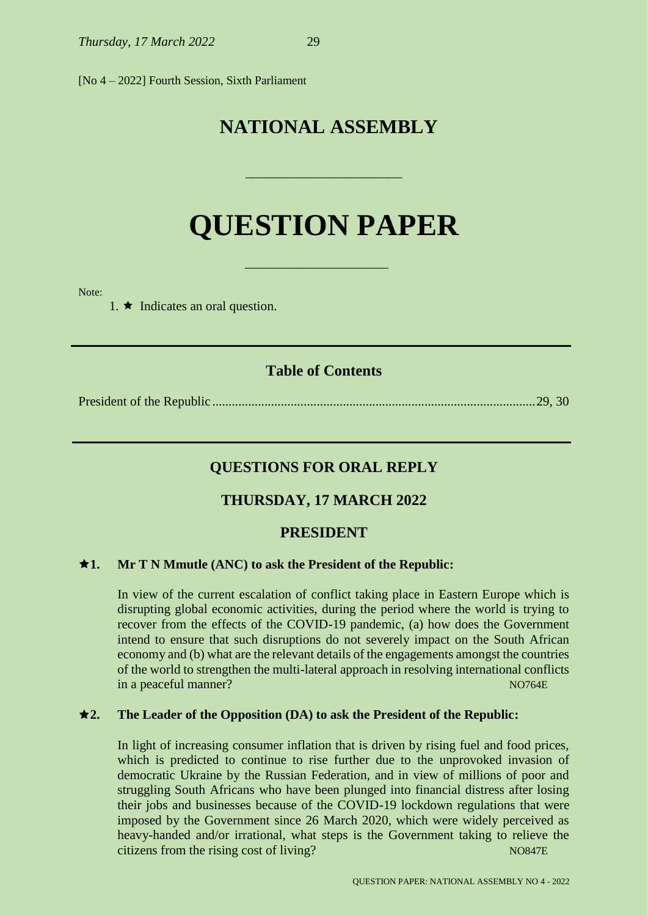[No 4 – 2022] Fourth Session, Sixth Parliament

# NATIONAL ASSEMBLY

# QUESTION PAPER

Note:

1. ★ Indicates an oral question.

## Table of Contents

President of the Republic ........................................ 29, 30

## QUESTIONS FOR ORAL REPLY

## THURSDAY, 17 MARCH 2022

## PRESIDENT

**★1. Mr T N Mmutle (ANC) to ask the President of the Republic:**

In view of the current escalation of conflict taking place in Eastern Europe which is disrupting global economic activities, during the period where the world is trying to recover from the effects of the COVID-19 pandemic, (a) how does the Government intend to ensure that such disruptions do not severely impact on the South African economy and (b) what are the relevant details of the engagements amongst the countries of the world to strengthen the multi-lateral approach in resolving international conflicts in a peaceful manner? NO764E

**★2. The Leader of the Opposition (DA) to ask the President of the Republic:**

In light of increasing consumer inflation that is driven by rising fuel and food prices, which is predicted to continue to rise further due to the unprovoked invasion of democratic Ukraine by the Russian Federation, and in view of millions of poor and struggling South Africans who have been plunged into financial distress after losing their jobs and businesses because of the COVID-19 lockdown regulations that were imposed by the Government since 26 March 2020, which were widely perceived as heavy-handed and/or irrational, what steps is the Government taking to relieve the citizens from the rising cost of living? NO847E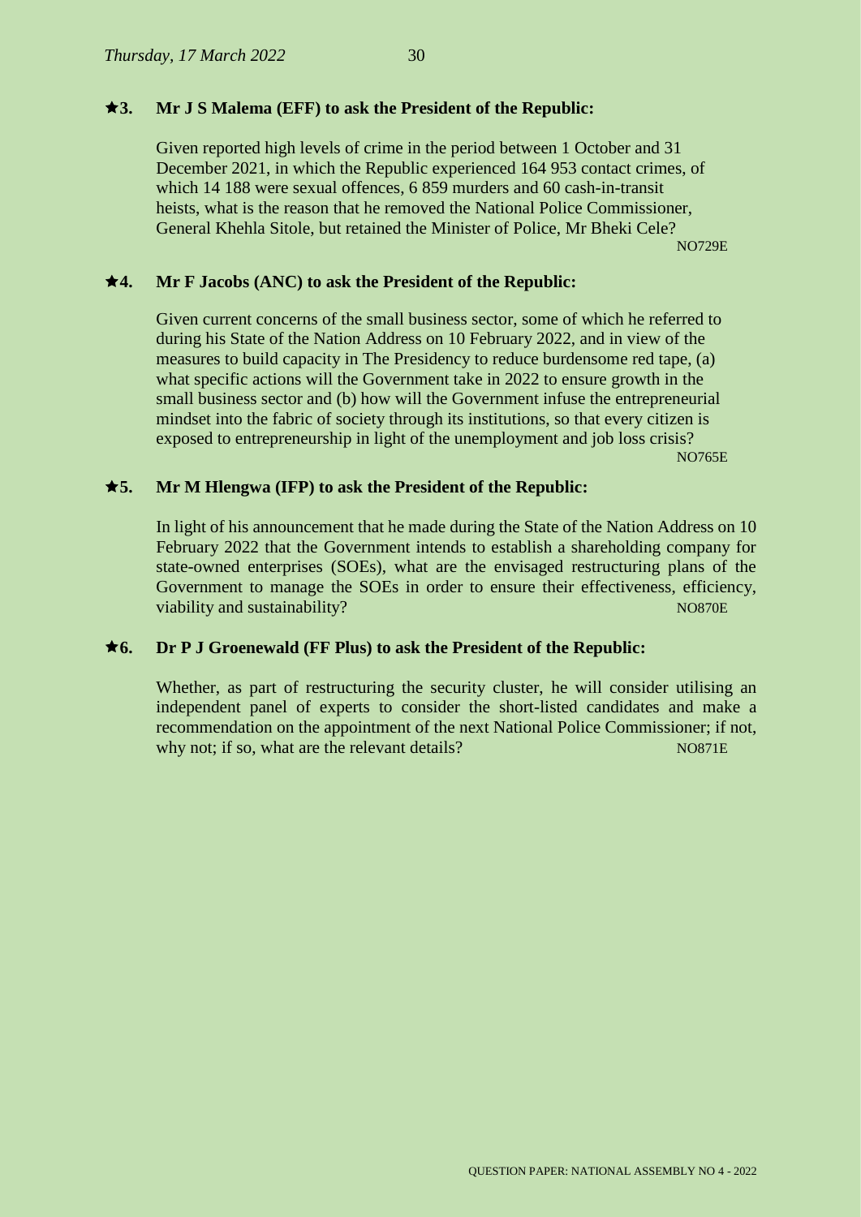★3. **Mr J S Malema (EFF) to ask the President of the Republic:**

Given reported high levels of crime in the period between 1 October and 31 December 2021, in which the Republic experienced 164 953 contact crimes, of which 14 188 were sexual offences, 6 859 murders and 60 cash-in-transit heists, what is the reason that he removed the National Police Commissioner, General Khehla Sitole, but retained the Minister of Police, Mr Bheki Cele?

NO729E

★4. **Mr F Jacobs (ANC) to ask the President of the Republic:**

Given current concerns of the small business sector, some of which he referred to during his State of the Nation Address on 10 February 2022, and in view of the measures to build capacity in The Presidency to reduce burdensome red tape, (a) what specific actions will the Government take in 2022 to ensure growth in the small business sector and (b) how will the Government infuse the entrepreneurial mindset into the fabric of society through its institutions, so that every citizen is exposed to entrepreneurship in light of the unemployment and job loss crisis?

NO765E

★5. **Mr M Hlengwa (IFP) to ask the President of the Republic:**

In light of his announcement that he made during the State of the Nation Address on 10 February 2022 that the Government intends to establish a shareholding company for state-owned enterprises (SOEs), what are the envisaged restructuring plans of the Government to manage the SOEs in order to ensure their effectiveness, efficiency, viability and sustainability?

NO870E

★6. **Dr P J Groenewald (FF Plus) to ask the President of the Republic:**

Whether, as part of restructuring the security cluster, he will consider utilising an independent panel of experts to consider the short-listed candidates and make a recommendation on the appointment of the next National Police Commissioner; if not, why not; if so, what are the relevant details?

NO871E